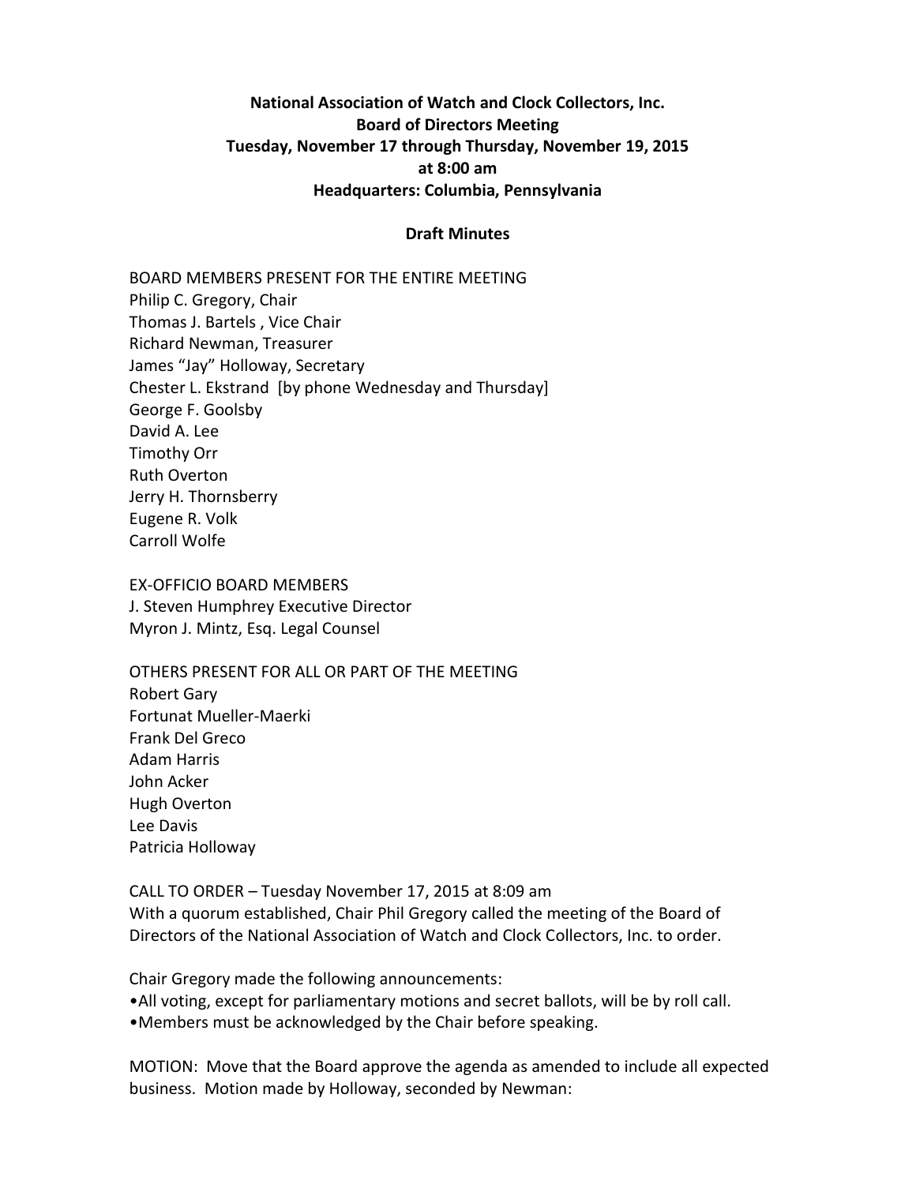**National Association of Watch and Clock Collectors, Inc.**
**Board of Directors Meeting**
**Tuesday, November 17 through Thursday, November 19, 2015**
**at 8:00 am**
**Headquarters: Columbia, Pennsylvania**

**Draft Minutes**

BOARD MEMBERS PRESENT FOR THE ENTIRE MEETING
Philip C. Gregory, Chair
Thomas J. Bartels , Vice Chair
Richard Newman, Treasurer
James "Jay" Holloway, Secretary
Chester L. Ekstrand [by phone Wednesday and Thursday]
George F. Goolsby
David A. Lee
Timothy Orr
Ruth Overton
Jerry H. Thornsberry
Eugene R. Volk
Carroll Wolfe

EX-OFFICIO BOARD MEMBERS
J. Steven Humphrey Executive Director
Myron J. Mintz, Esq. Legal Counsel

OTHERS PRESENT FOR ALL OR PART OF THE MEETING
Robert Gary
Fortunat Mueller-Maerki
Frank Del Greco
Adam Harris
John Acker
Hugh Overton
Lee Davis
Patricia Holloway

CALL TO ORDER – Tuesday November 17, 2015 at 8:09 am
With a quorum established, Chair Phil Gregory called the meeting of the Board of Directors of the National Association of Watch and Clock Collectors, Inc. to order.

Chair Gregory made the following announcements:
- All voting, except for parliamentary motions and secret ballots, will be by roll call.
- Members must be acknowledged by the Chair before speaking.

MOTION: Move that the Board approve the agenda as amended to include all expected business. Motion made by Holloway, seconded by Newman: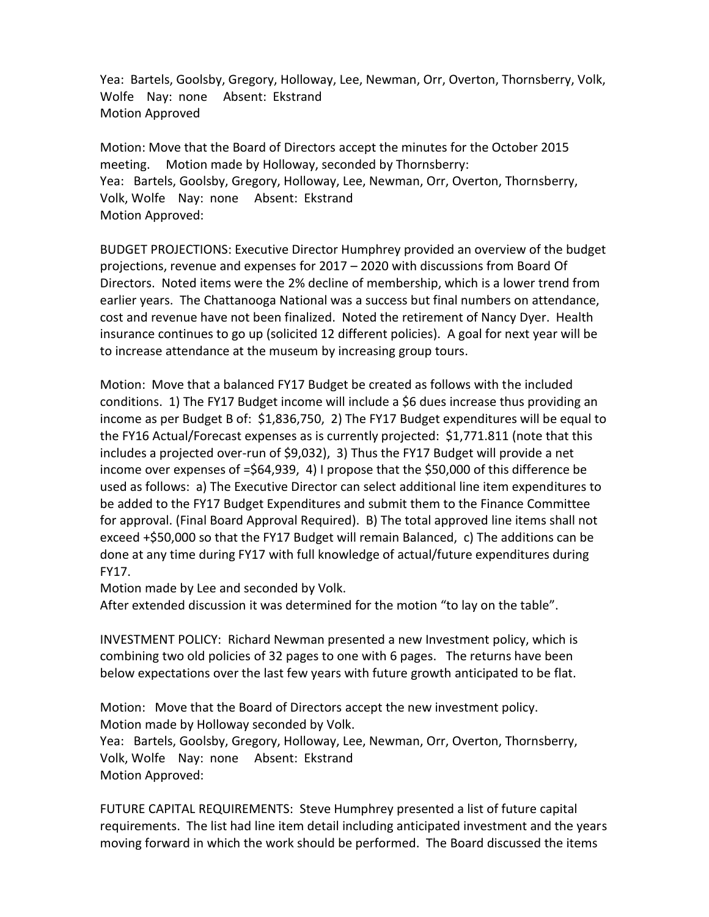Yea: Bartels, Goolsby, Gregory, Holloway, Lee, Newman, Orr, Overton, Thornsberry, Volk, Wolfe  Nay: none  Absent: Ekstrand
Motion Approved

Motion: Move that the Board of Directors accept the minutes for the October 2015 meeting.  Motion made by Holloway, seconded by Thornsberry:
Yea: Bartels, Goolsby, Gregory, Holloway, Lee, Newman, Orr, Overton, Thornsberry, Volk, Wolfe  Nay: none  Absent: Ekstrand
Motion Approved:

BUDGET PROJECTIONS: Executive Director Humphrey provided an overview of the budget projections, revenue and expenses for 2017 – 2020 with discussions from Board Of Directors. Noted items were the 2% decline of membership, which is a lower trend from earlier years. The Chattanooga National was a success but final numbers on attendance, cost and revenue have not been finalized. Noted the retirement of Nancy Dyer. Health insurance continues to go up (solicited 12 different policies). A goal for next year will be to increase attendance at the museum by increasing group tours.

Motion: Move that a balanced FY17 Budget be created as follows with the included conditions. 1) The FY17 Budget income will include a $6 dues increase thus providing an income as per Budget B of: $1,836,750, 2) The FY17 Budget expenditures will be equal to the FY16 Actual/Forecast expenses as is currently projected: $1,771.811 (note that this includes a projected over-run of $9,032), 3) Thus the FY17 Budget will provide a net income over expenses of =$64,939, 4) I propose that the $50,000 of this difference be used as follows: a) The Executive Director can select additional line item expenditures to be added to the FY17 Budget Expenditures and submit them to the Finance Committee for approval. (Final Board Approval Required). B) The total approved line items shall not exceed +$50,000 so that the FY17 Budget will remain Balanced, c) The additions can be done at any time during FY17 with full knowledge of actual/future expenditures during FY17.
Motion made by Lee and seconded by Volk.
After extended discussion it was determined for the motion "to lay on the table".

INVESTMENT POLICY: Richard Newman presented a new Investment policy, which is combining two old policies of 32 pages to one with 6 pages. The returns have been below expectations over the last few years with future growth anticipated to be flat.

Motion: Move that the Board of Directors accept the new investment policy.
Motion made by Holloway seconded by Volk.
Yea: Bartels, Goolsby, Gregory, Holloway, Lee, Newman, Orr, Overton, Thornsberry, Volk, Wolfe  Nay: none  Absent: Ekstrand
Motion Approved:

FUTURE CAPITAL REQUIREMENTS: Steve Humphrey presented a list of future capital requirements. The list had line item detail including anticipated investment and the years moving forward in which the work should be performed. The Board discussed the items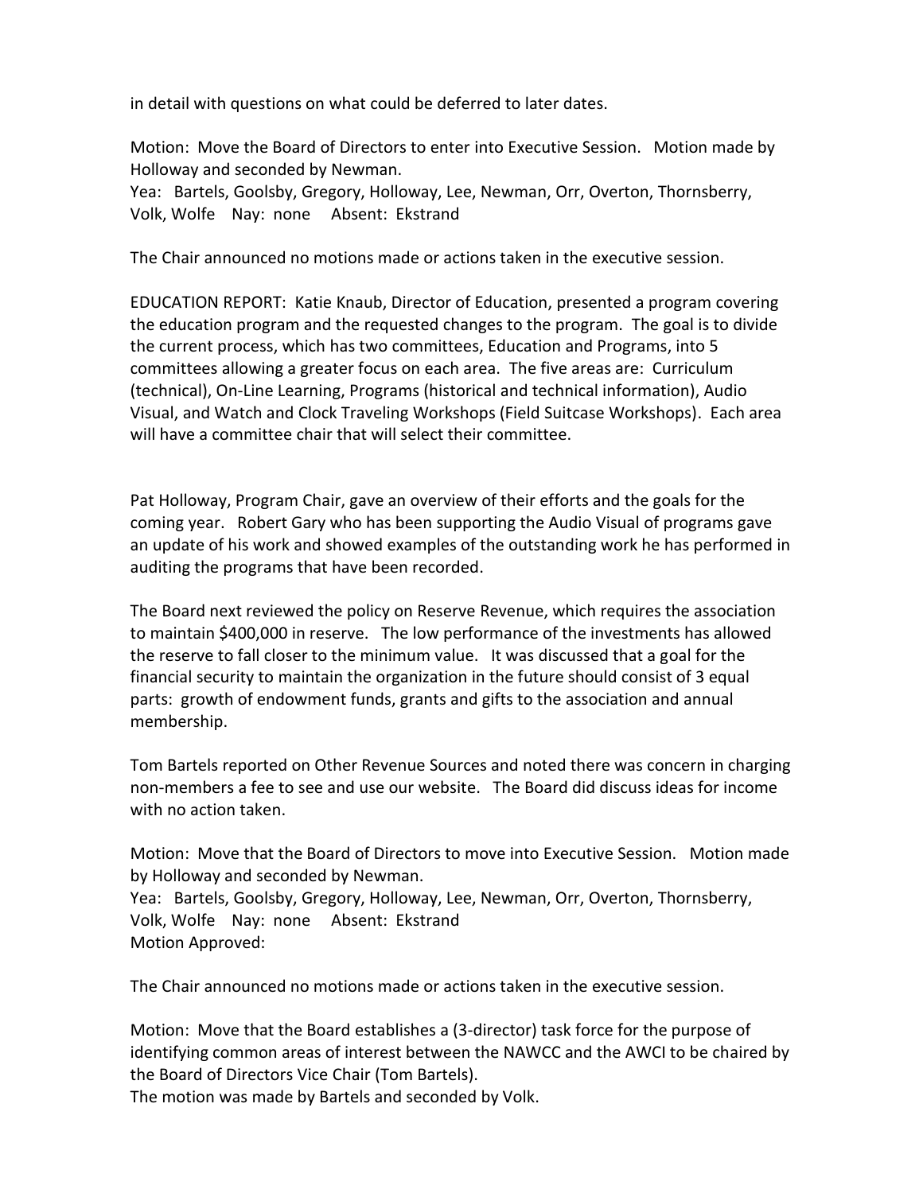in detail with questions on what could be deferred to later dates.

Motion: Move the Board of Directors to enter into Executive Session. Motion made by Holloway and seconded by Newman.
Yea: Bartels, Goolsby, Gregory, Holloway, Lee, Newman, Orr, Overton, Thornsberry, Volk, Wolfe Nay: none Absent: Ekstrand

The Chair announced no motions made or actions taken in the executive session.

EDUCATION REPORT: Katie Knaub, Director of Education, presented a program covering the education program and the requested changes to the program. The goal is to divide the current process, which has two committees, Education and Programs, into 5 committees allowing a greater focus on each area. The five areas are: Curriculum (technical), On-Line Learning, Programs (historical and technical information), Audio Visual, and Watch and Clock Traveling Workshops (Field Suitcase Workshops). Each area will have a committee chair that will select their committee.

Pat Holloway, Program Chair, gave an overview of their efforts and the goals for the coming year. Robert Gary who has been supporting the Audio Visual of programs gave an update of his work and showed examples of the outstanding work he has performed in auditing the programs that have been recorded.

The Board next reviewed the policy on Reserve Revenue, which requires the association to maintain $400,000 in reserve. The low performance of the investments has allowed the reserve to fall closer to the minimum value. It was discussed that a goal for the financial security to maintain the organization in the future should consist of 3 equal parts: growth of endowment funds, grants and gifts to the association and annual membership.

Tom Bartels reported on Other Revenue Sources and noted there was concern in charging non-members a fee to see and use our website. The Board did discuss ideas for income with no action taken.

Motion: Move that the Board of Directors to move into Executive Session. Motion made by Holloway and seconded by Newman.
Yea: Bartels, Goolsby, Gregory, Holloway, Lee, Newman, Orr, Overton, Thornsberry, Volk, Wolfe Nay: none Absent: Ekstrand
Motion Approved:

The Chair announced no motions made or actions taken in the executive session.

Motion: Move that the Board establishes a (3-director) task force for the purpose of identifying common areas of interest between the NAWCC and the AWCI to be chaired by the Board of Directors Vice Chair (Tom Bartels).
The motion was made by Bartels and seconded by Volk.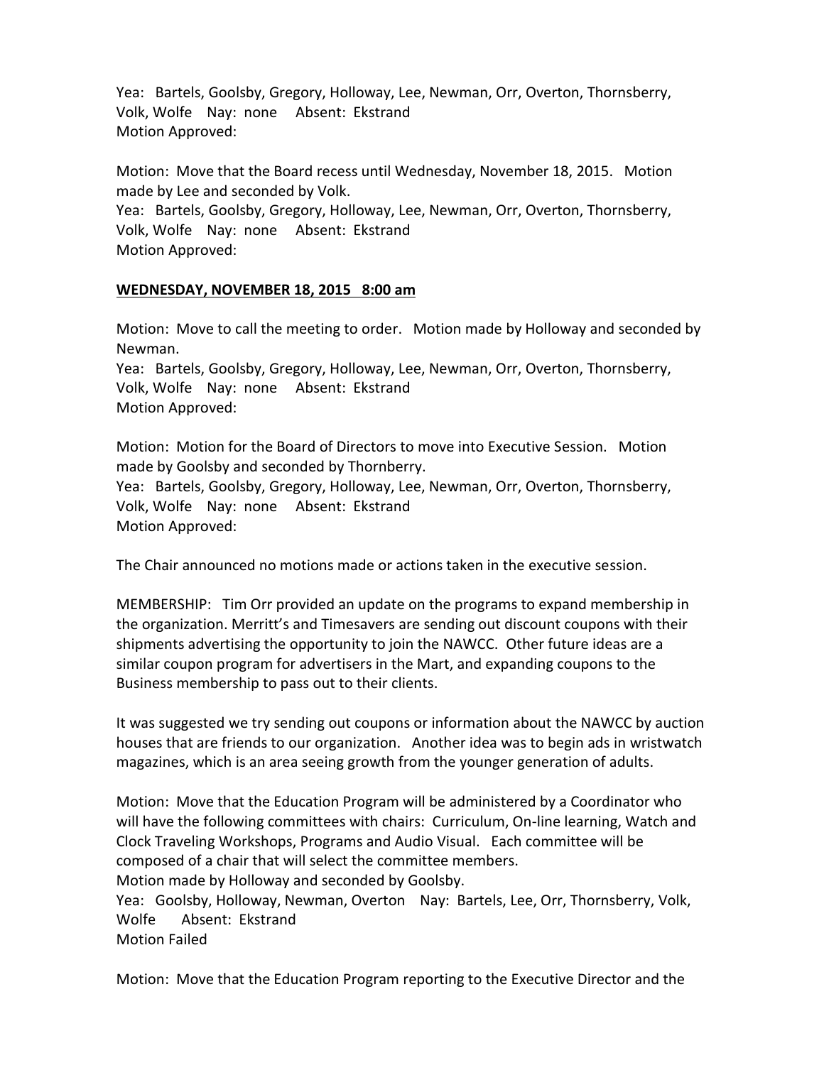Yea: Bartels, Goolsby, Gregory, Holloway, Lee, Newman, Orr, Overton, Thornsberry, Volk, Wolfe Nay: none Absent: Ekstrand
Motion Approved:

Motion: Move that the Board recess until Wednesday, November 18, 2015. Motion made by Lee and seconded by Volk.
Yea: Bartels, Goolsby, Gregory, Holloway, Lee, Newman, Orr, Overton, Thornsberry, Volk, Wolfe Nay: none Absent: Ekstrand
Motion Approved:

**<u>WEDNESDAY, NOVEMBER 18, 2015 8:00 am</u>**

Motion: Move to call the meeting to order. Motion made by Holloway and seconded by Newman.
Yea: Bartels, Goolsby, Gregory, Holloway, Lee, Newman, Orr, Overton, Thornsberry, Volk, Wolfe Nay: none Absent: Ekstrand
Motion Approved:

Motion: Motion for the Board of Directors to move into Executive Session. Motion made by Goolsby and seconded by Thornberry.
Yea: Bartels, Goolsby, Gregory, Holloway, Lee, Newman, Orr, Overton, Thornsberry, Volk, Wolfe Nay: none Absent: Ekstrand
Motion Approved:

The Chair announced no motions made or actions taken in the executive session.

MEMBERSHIP: Tim Orr provided an update on the programs to expand membership in the organization. Merritt's and Timesavers are sending out discount coupons with their shipments advertising the opportunity to join the NAWCC. Other future ideas are a similar coupon program for advertisers in the Mart, and expanding coupons to the Business membership to pass out to their clients.

It was suggested we try sending out coupons or information about the NAWCC by auction houses that are friends to our organization. Another idea was to begin ads in wristwatch magazines, which is an area seeing growth from the younger generation of adults.

Motion: Move that the Education Program will be administered by a Coordinator who will have the following committees with chairs: Curriculum, On-line learning, Watch and Clock Traveling Workshops, Programs and Audio Visual. Each committee will be composed of a chair that will select the committee members.
Motion made by Holloway and seconded by Goolsby.
Yea: Goolsby, Holloway, Newman, Overton Nay: Bartels, Lee, Orr, Thornsberry, Volk, Wolfe Absent: Ekstrand
Motion Failed

Motion: Move that the Education Program reporting to the Executive Director and the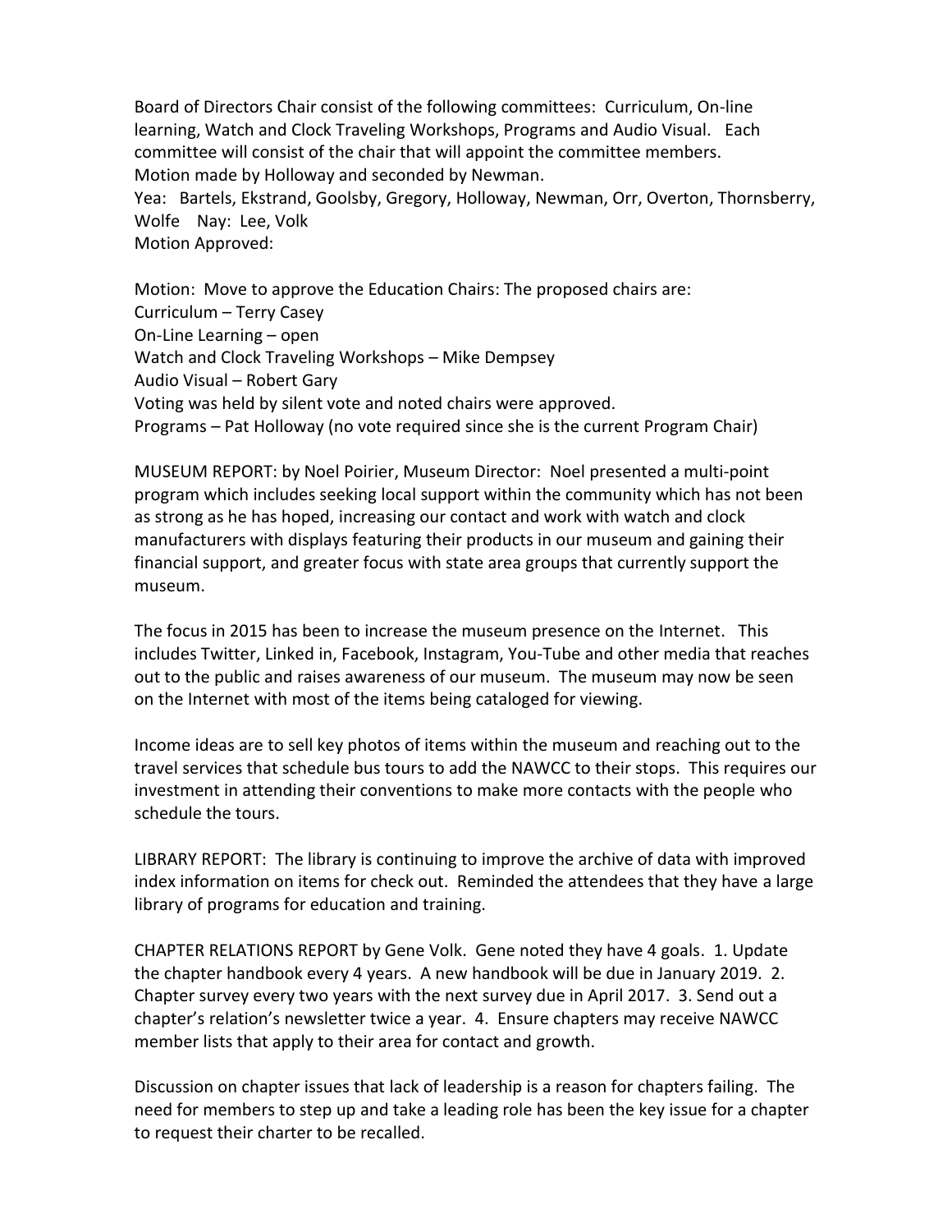Board of Directors Chair consist of the following committees: Curriculum, On-line learning, Watch and Clock Traveling Workshops, Programs and Audio Visual. Each committee will consist of the chair that will appoint the committee members.
Motion made by Holloway and seconded by Newman.
Yea: Bartels, Ekstrand, Goolsby, Gregory, Holloway, Newman, Orr, Overton, Thornsberry, Wolfe Nay: Lee, Volk
Motion Approved:

Motion: Move to approve the Education Chairs: The proposed chairs are:
Curriculum – Terry Casey
On-Line Learning – open
Watch and Clock Traveling Workshops – Mike Dempsey
Audio Visual – Robert Gary
Voting was held by silent vote and noted chairs were approved.
Programs – Pat Holloway (no vote required since she is the current Program Chair)

MUSEUM REPORT: by Noel Poirier, Museum Director: Noel presented a multi-point program which includes seeking local support within the community which has not been as strong as he has hoped, increasing our contact and work with watch and clock manufacturers with displays featuring their products in our museum and gaining their financial support, and greater focus with state area groups that currently support the museum.

The focus in 2015 has been to increase the museum presence on the Internet. This includes Twitter, Linked in, Facebook, Instagram, You-Tube and other media that reaches out to the public and raises awareness of our museum. The museum may now be seen on the Internet with most of the items being cataloged for viewing.

Income ideas are to sell key photos of items within the museum and reaching out to the travel services that schedule bus tours to add the NAWCC to their stops. This requires our investment in attending their conventions to make more contacts with the people who schedule the tours.

LIBRARY REPORT: The library is continuing to improve the archive of data with improved index information on items for check out. Reminded the attendees that they have a large library of programs for education and training.

CHAPTER RELATIONS REPORT by Gene Volk. Gene noted they have 4 goals. 1. Update the chapter handbook every 4 years. A new handbook will be due in January 2019. 2. Chapter survey every two years with the next survey due in April 2017. 3. Send out a chapter's relation's newsletter twice a year. 4. Ensure chapters may receive NAWCC member lists that apply to their area for contact and growth.

Discussion on chapter issues that lack of leadership is a reason for chapters failing. The need for members to step up and take a leading role has been the key issue for a chapter to request their charter to be recalled.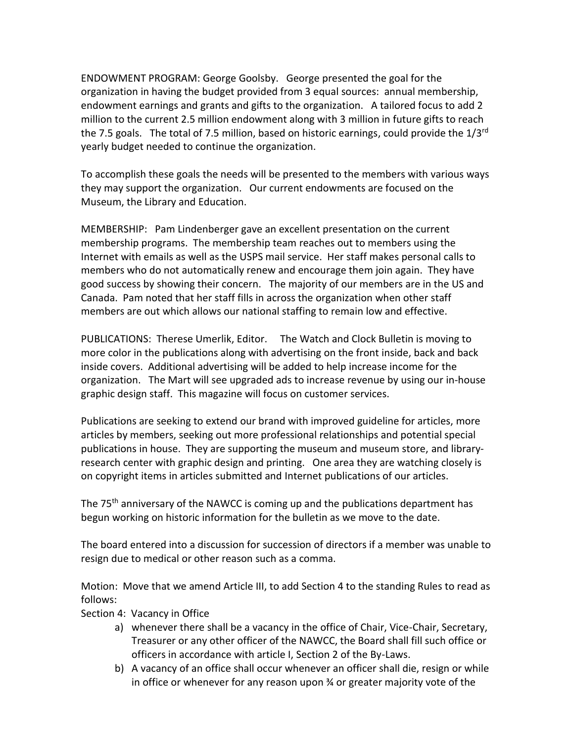ENDOWMENT PROGRAM: George Goolsby. George presented the goal for the organization in having the budget provided from 3 equal sources: annual membership, endowment earnings and grants and gifts to the organization. A tailored focus to add 2 million to the current 2.5 million endowment along with 3 million in future gifts to reach the 7.5 goals. The total of 7.5 million, based on historic earnings, could provide the 1/3rd yearly budget needed to continue the organization.

To accomplish these goals the needs will be presented to the members with various ways they may support the organization. Our current endowments are focused on the Museum, the Library and Education.

MEMBERSHIP: Pam Lindenberger gave an excellent presentation on the current membership programs. The membership team reaches out to members using the Internet with emails as well as the USPS mail service. Her staff makes personal calls to members who do not automatically renew and encourage them join again. They have good success by showing their concern. The majority of our members are in the US and Canada. Pam noted that her staff fills in across the organization when other staff members are out which allows our national staffing to remain low and effective.

PUBLICATIONS: Therese Umerlik, Editor. The Watch and Clock Bulletin is moving to more color in the publications along with advertising on the front inside, back and back inside covers. Additional advertising will be added to help increase income for the organization. The Mart will see upgraded ads to increase revenue by using our in-house graphic design staff. This magazine will focus on customer services.

Publications are seeking to extend our brand with improved guideline for articles, more articles by members, seeking out more professional relationships and potential special publications in house. They are supporting the museum and museum store, and library-research center with graphic design and printing. One area they are watching closely is on copyright items in articles submitted and Internet publications of our articles.

The 75th anniversary of the NAWCC is coming up and the publications department has begun working on historic information for the bulletin as we move to the date.

The board entered into a discussion for succession of directors if a member was unable to resign due to medical or other reason such as a comma.

Motion: Move that we amend Article III, to add Section 4 to the standing Rules to read as follows:

Section 4: Vacancy in Office

a) whenever there shall be a vacancy in the office of Chair, Vice-Chair, Secretary, Treasurer or any other officer of the NAWCC, the Board shall fill such office or officers in accordance with article I, Section 2 of the By-Laws.

b) A vacancy of an office shall occur whenever an officer shall die, resign or while in office or whenever for any reason upon ¾ or greater majority vote of the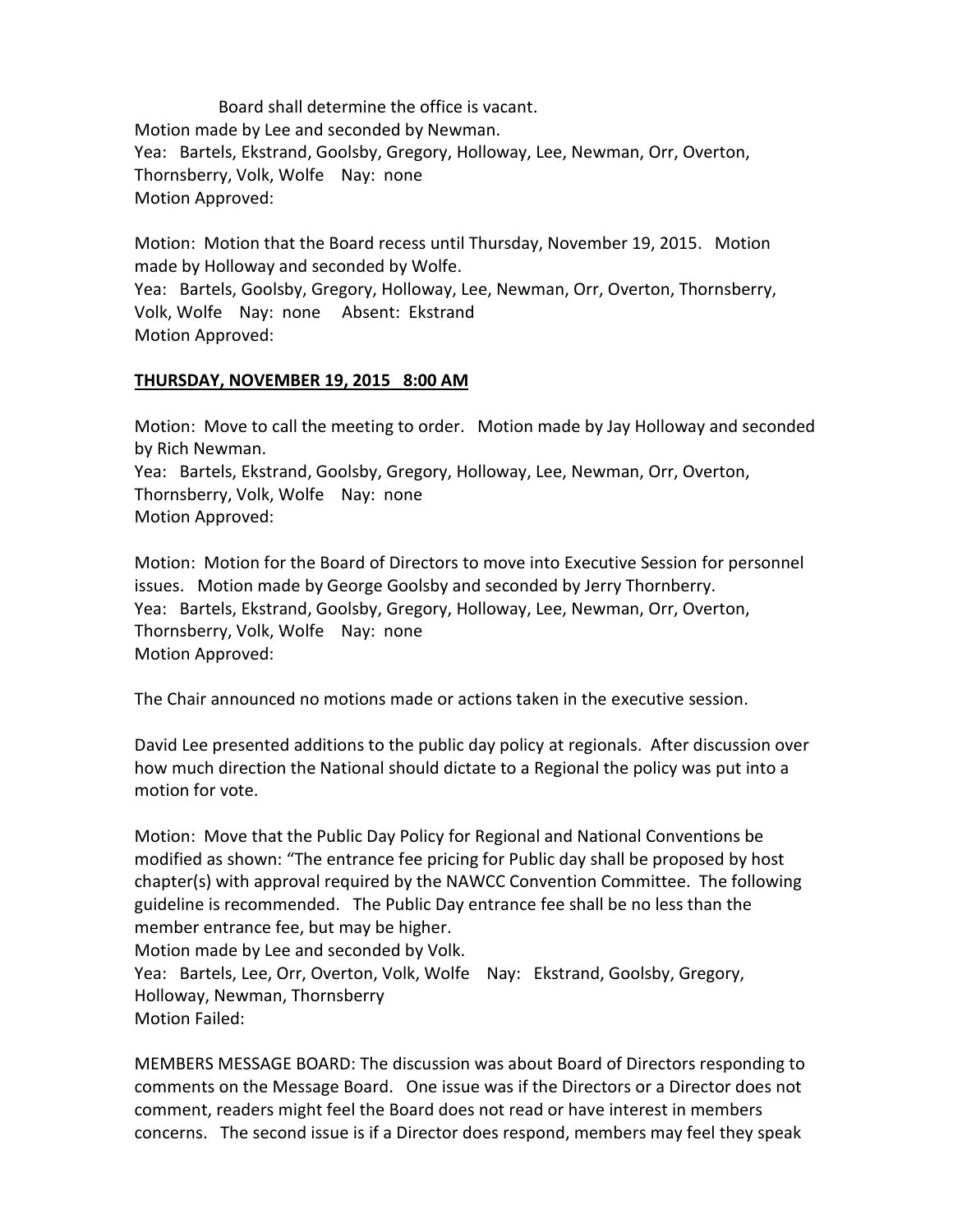Board shall determine the office is vacant.

Motion made by Lee and seconded by Newman.

Yea: Bartels, Ekstrand, Goolsby, Gregory, Holloway, Lee, Newman, Orr, Overton, Thornsberry, Volk, Wolfe Nay: none

Motion Approved:

Motion: Motion that the Board recess until Thursday, November 19, 2015. Motion made by Holloway and seconded by Wolfe.

Yea: Bartels, Goolsby, Gregory, Holloway, Lee, Newman, Orr, Overton, Thornsberry, Volk, Wolfe Nay: none Absent: Ekstrand

Motion Approved:

**THURSDAY, NOVEMBER 19, 2015 8:00 AM**

Motion: Move to call the meeting to order. Motion made by Jay Holloway and seconded by Rich Newman.

Yea: Bartels, Ekstrand, Goolsby, Gregory, Holloway, Lee, Newman, Orr, Overton, Thornsberry, Volk, Wolfe Nay: none

Motion Approved:

Motion: Motion for the Board of Directors to move into Executive Session for personnel issues. Motion made by George Goolsby and seconded by Jerry Thornberry.

Yea: Bartels, Ekstrand, Goolsby, Gregory, Holloway, Lee, Newman, Orr, Overton, Thornsberry, Volk, Wolfe Nay: none

Motion Approved:

The Chair announced no motions made or actions taken in the executive session.

David Lee presented additions to the public day policy at regionals. After discussion over how much direction the National should dictate to a Regional the policy was put into a motion for vote.

Motion: Move that the Public Day Policy for Regional and National Conventions be modified as shown: "The entrance fee pricing for Public day shall be proposed by host chapter(s) with approval required by the NAWCC Convention Committee. The following guideline is recommended. The Public Day entrance fee shall be no less than the member entrance fee, but may be higher.

Motion made by Lee and seconded by Volk.

Yea: Bartels, Lee, Orr, Overton, Volk, Wolfe Nay: Ekstrand, Goolsby, Gregory, Holloway, Newman, Thornsberry

Motion Failed:

MEMBERS MESSAGE BOARD: The discussion was about Board of Directors responding to comments on the Message Board. One issue was if the Directors or a Director does not comment, readers might feel the Board does not read or have interest in members concerns. The second issue is if a Director does respond, members may feel they speak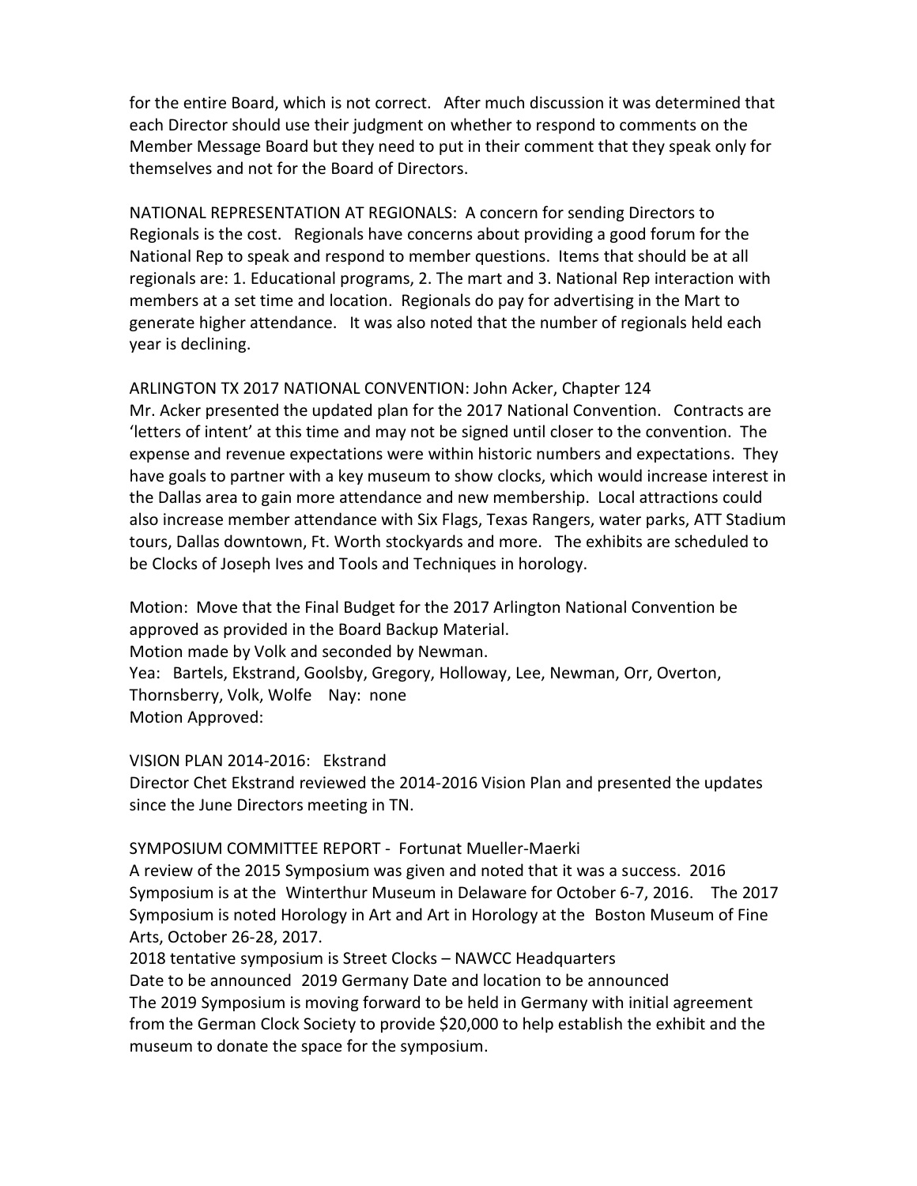for the entire Board, which is not correct. After much discussion it was determined that each Director should use their judgment on whether to respond to comments on the Member Message Board but they need to put in their comment that they speak only for themselves and not for the Board of Directors.

NATIONAL REPRESENTATION AT REGIONALS: A concern for sending Directors to Regionals is the cost. Regionals have concerns about providing a good forum for the National Rep to speak and respond to member questions. Items that should be at all regionals are: 1. Educational programs, 2. The mart and 3. National Rep interaction with members at a set time and location. Regionals do pay for advertising in the Mart to generate higher attendance. It was also noted that the number of regionals held each year is declining.

ARLINGTON TX 2017 NATIONAL CONVENTION: John Acker, Chapter 124
Mr. Acker presented the updated plan for the 2017 National Convention. Contracts are 'letters of intent' at this time and may not be signed until closer to the convention. The expense and revenue expectations were within historic numbers and expectations. They have goals to partner with a key museum to show clocks, which would increase interest in the Dallas area to gain more attendance and new membership. Local attractions could also increase member attendance with Six Flags, Texas Rangers, water parks, ATT Stadium tours, Dallas downtown, Ft. Worth stockyards and more. The exhibits are scheduled to be Clocks of Joseph Ives and Tools and Techniques in horology.

Motion: Move that the Final Budget for the 2017 Arlington National Convention be approved as provided in the Board Backup Material.
Motion made by Volk and seconded by Newman.
Yea: Bartels, Ekstrand, Goolsby, Gregory, Holloway, Lee, Newman, Orr, Overton, Thornsberry, Volk, Wolfe Nay: none
Motion Approved:

VISION PLAN 2014-2016: Ekstrand
Director Chet Ekstrand reviewed the 2014-2016 Vision Plan and presented the updates since the June Directors meeting in TN.

SYMPOSIUM COMMITTEE REPORT - Fortunat Mueller-Maerki
A review of the 2015 Symposium was given and noted that it was a success. 2016 Symposium is at the Winterthur Museum in Delaware for October 6-7, 2016. The 2017 Symposium is noted Horology in Art and Art in Horology at the Boston Museum of Fine Arts, October 26-28, 2017.
2018 tentative symposium is Street Clocks – NAWCC Headquarters
Date to be announced 2019 Germany Date and location to be announced
The 2019 Symposium is moving forward to be held in Germany with initial agreement from the German Clock Society to provide $20,000 to help establish the exhibit and the museum to donate the space for the symposium.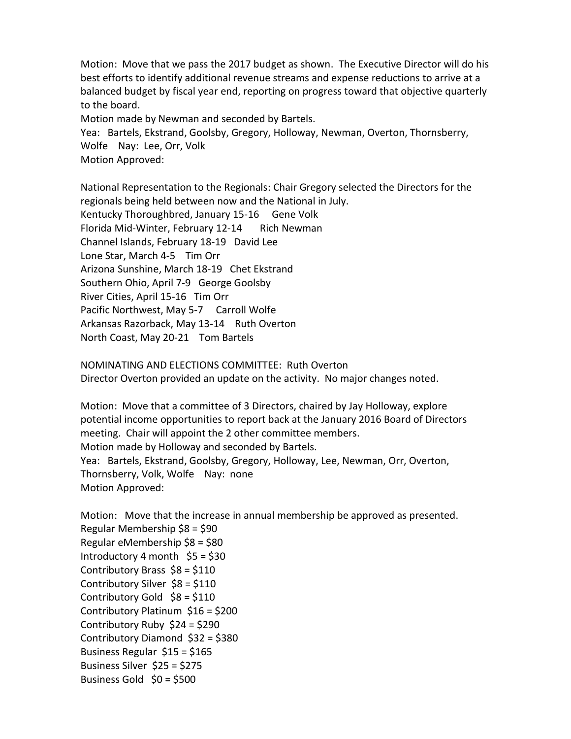Motion: Move that we pass the 2017 budget as shown. The Executive Director will do his best efforts to identify additional revenue streams and expense reductions to arrive at a balanced budget by fiscal year end, reporting on progress toward that objective quarterly to the board.
Motion made by Newman and seconded by Bartels.
Yea: Bartels, Ekstrand, Goolsby, Gregory, Holloway, Newman, Overton, Thornsberry, Wolfe Nay: Lee, Orr, Volk
Motion Approved:

National Representation to the Regionals: Chair Gregory selected the Directors for the regionals being held between now and the National in July.
Kentucky Thoroughbred, January 15-16 Gene Volk
Florida Mid-Winter, February 12-14 Rich Newman
Channel Islands, February 18-19 David Lee
Lone Star, March 4-5 Tim Orr
Arizona Sunshine, March 18-19 Chet Ekstrand
Southern Ohio, April 7-9 George Goolsby
River Cities, April 15-16 Tim Orr
Pacific Northwest, May 5-7 Carroll Wolfe
Arkansas Razorback, May 13-14 Ruth Overton
North Coast, May 20-21 Tom Bartels

NOMINATING AND ELECTIONS COMMITTEE: Ruth Overton
Director Overton provided an update on the activity. No major changes noted.

Motion: Move that a committee of 3 Directors, chaired by Jay Holloway, explore potential income opportunities to report back at the January 2016 Board of Directors meeting. Chair will appoint the 2 other committee members.
Motion made by Holloway and seconded by Bartels.
Yea: Bartels, Ekstrand, Goolsby, Gregory, Holloway, Lee, Newman, Orr, Overton, Thornsberry, Volk, Wolfe Nay: none
Motion Approved:

Motion: Move that the increase in annual membership be approved as presented.
Regular Membership $8 = $90
Regular eMembership $8 = $80
Introductory 4 month $5 = $30
Contributory Brass $8 = $110
Contributory Silver $8 = $110
Contributory Gold $8 = $110
Contributory Platinum $16 = $200
Contributory Ruby $24 = $290
Contributory Diamond $32 = $380
Business Regular $15 = $165
Business Silver $25 = $275
Business Gold $0 = $500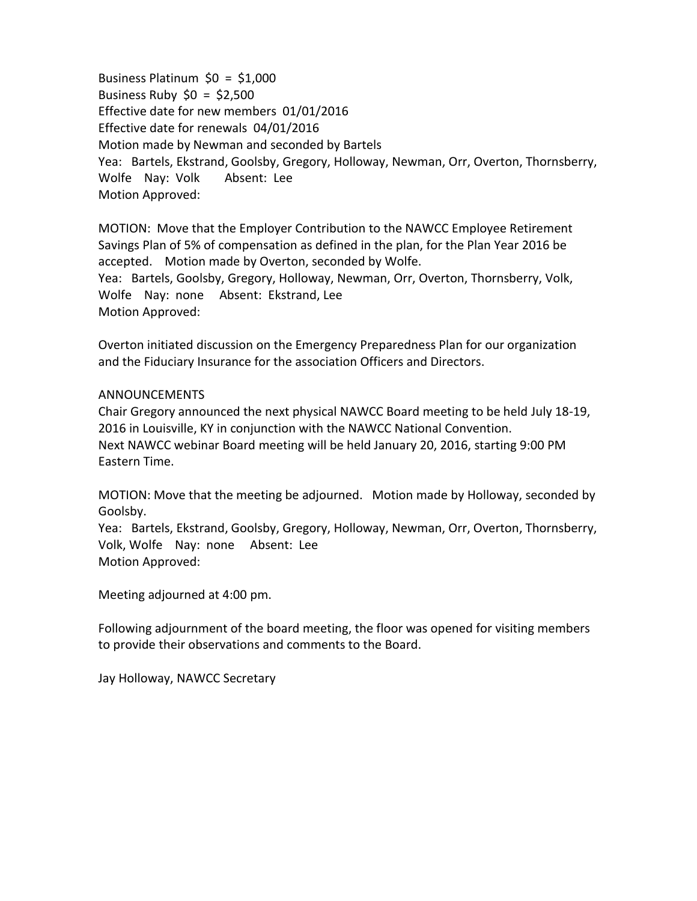Business Platinum $0 = $1,000
Business Ruby $0 = $2,500
Effective date for new members 01/01/2016
Effective date for renewals 04/01/2016
Motion made by Newman and seconded by Bartels
Yea: Bartels, Ekstrand, Goolsby, Gregory, Holloway, Newman, Orr, Overton, Thornsberry, Wolfe Nay: Volk Absent: Lee
Motion Approved:

MOTION: Move that the Employer Contribution to the NAWCC Employee Retirement Savings Plan of 5% of compensation as defined in the plan, for the Plan Year 2016 be accepted. Motion made by Overton, seconded by Wolfe.
Yea: Bartels, Goolsby, Gregory, Holloway, Newman, Orr, Overton, Thornsberry, Volk, Wolfe Nay: none Absent: Ekstrand, Lee
Motion Approved:

Overton initiated discussion on the Emergency Preparedness Plan for our organization and the Fiduciary Insurance for the association Officers and Directors.

ANNOUNCEMENTS
Chair Gregory announced the next physical NAWCC Board meeting to be held July 18-19, 2016 in Louisville, KY in conjunction with the NAWCC National Convention.
Next NAWCC webinar Board meeting will be held January 20, 2016, starting 9:00 PM Eastern Time.

MOTION: Move that the meeting be adjourned. Motion made by Holloway, seconded by Goolsby.
Yea: Bartels, Ekstrand, Goolsby, Gregory, Holloway, Newman, Orr, Overton, Thornsberry, Volk, Wolfe Nay: none Absent: Lee
Motion Approved:

Meeting adjourned at 4:00 pm.

Following adjournment of the board meeting, the floor was opened for visiting members to provide their observations and comments to the Board.

Jay Holloway, NAWCC Secretary